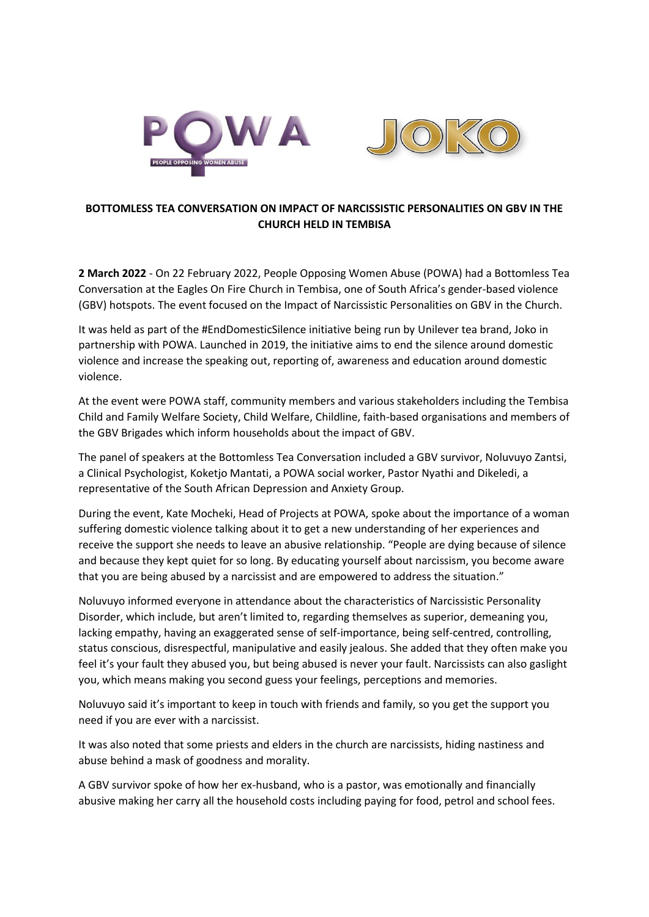# BOTTOMLESS TEA CONVERSATION ON IMPACT OF NARCISSISTIC PERSONALITIES ON GBV IN THE CHURCH HELD IN TEMBISA

**2 March 2022** - On 22 February 2022, People Opposing Women Abuse (POWA) had a Bottomless Tea Conversation at the Eagles On Fire Church in Tembisa, one of South Africa's gender-based violence (GBV) hotspots. The event focused on the Impact of Narcissistic Personalities on GBV in the Church.

It was held as part of the #EndDomesticSilence initiative being run by Unilever tea brand, Joko in partnership with POWA. Launched in 2019, the initiative aims to end the silence around domestic violence and increase the speaking out, reporting of, awareness and education around domestic violence.

At the event were POWA staff, community members and various stakeholders including the Tembisa Child and Family Welfare Society, Child Welfare, Childline, faith-based organisations and members of the GBV Brigades which inform households about the impact of GBV.

The panel of speakers at the Bottomless Tea Conversation included a GBV survivor, Noluvuyo Zantsi, a Clinical Psychologist, Koketjo Mantati, a POWA social worker, Pastor Nyathi and Dikeledi, a representative of the South African Depression and Anxiety Group.

During the event, Kate Mocheki, Head of Projects at POWA, spoke about the importance of a woman suffering domestic violence talking about it to get a new understanding of her experiences and receive the support she needs to leave an abusive relationship. "People are dying because of silence and because they kept quiet for so long. By educating yourself about narcissism, you become aware that you are being abused by a narcissist and are empowered to address the situation."

Noluvuyo informed everyone in attendance about the characteristics of Narcissistic Personality Disorder, which include, but aren't limited to, regarding themselves as superior, demeaning you, lacking empathy, having an exaggerated sense of self-importance, being self-centred, controlling, status conscious, disrespectful, manipulative and easily jealous. She added that they often make you feel it's your fault they abused you, but being abused is never your fault. Narcissists can also gaslight you, which means making you second guess your feelings, perceptions and memories.

Noluvuyo said it's important to keep in touch with friends and family, so you get the support you need if you are ever with a narcissist.

It was also noted that some priests and elders in the church are narcissists, hiding nastiness and abuse behind a mask of goodness and morality.

A GBV survivor spoke of how her ex-husband, who is a pastor, was emotionally and financially abusive making her carry all the household costs including paying for food, petrol and school fees.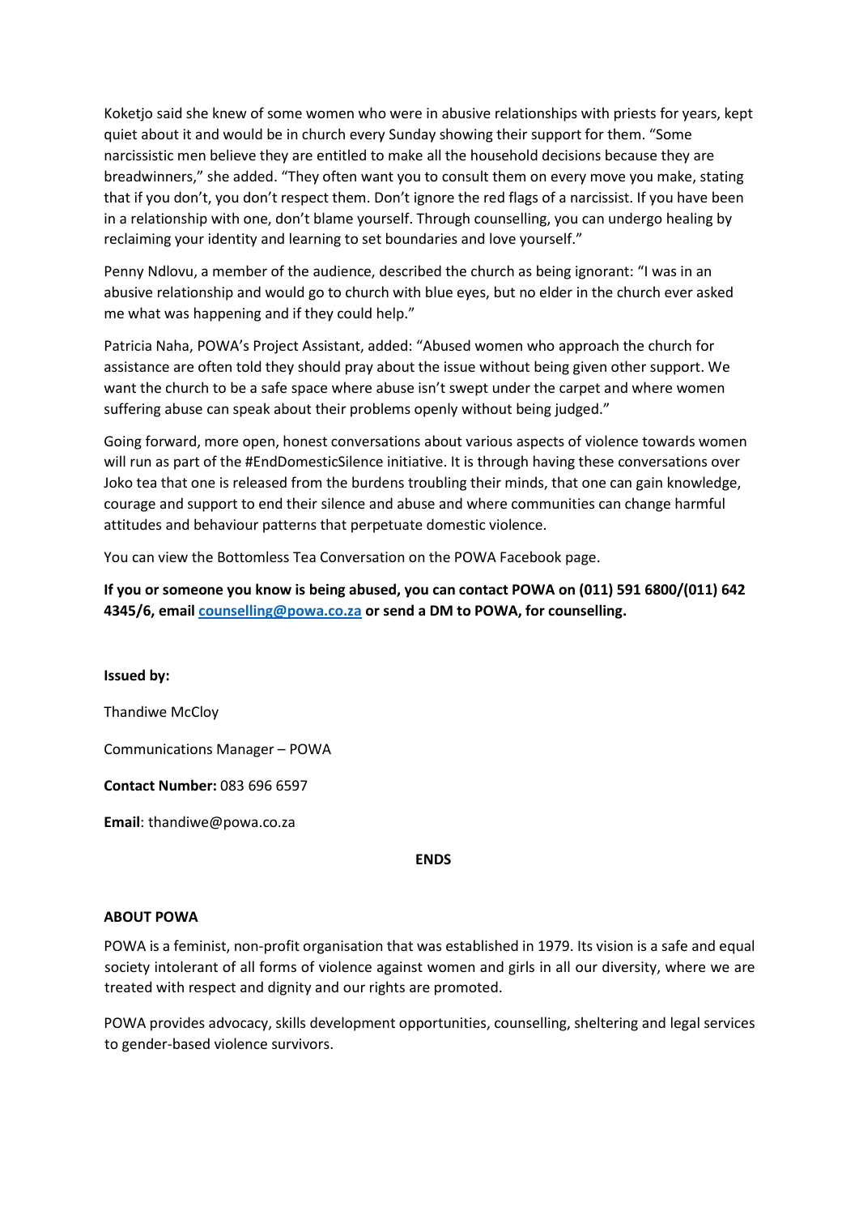Koketjo said she knew of some women who were in abusive relationships with priests for years, kept quiet about it and would be in church every Sunday showing their support for them. "Some narcissistic men believe they are entitled to make all the household decisions because they are breadwinners," she added. "They often want you to consult them on every move you make, stating that if you don't, you don't respect them. Don't ignore the red flags of a narcissist. If you have been in a relationship with one, don't blame yourself. Through counselling, you can undergo healing by reclaiming your identity and learning to set boundaries and love yourself."

Penny Ndlovu, a member of the audience, described the church as being ignorant: "I was in an abusive relationship and would go to church with blue eyes, but no elder in the church ever asked me what was happening and if they could help."

Patricia Naha, POWA's Project Assistant, added: "Abused women who approach the church for assistance are often told they should pray about the issue without being given other support. We want the church to be a safe space where abuse isn't swept under the carpet and where women suffering abuse can speak about their problems openly without being judged."

Going forward, more open, honest conversations about various aspects of violence towards women will run as part of the #EndDomesticSilence initiative. It is through having these conversations over Joko tea that one is released from the burdens troubling their minds, that one can gain knowledge, courage and support to end their silence and abuse and where communities can change harmful attitudes and behaviour patterns that perpetuate domestic violence.

You can view the Bottomless Tea Conversation on the POWA Facebook page.

**If you or someone you know is being abused, you can contact POWA on (011) 591 6800/(011) 642 4345/6, email [counselling@powa.co.za](mailto:counselling@powa.co.za) or send a DM to POWA, for counselling.**

**Issued by:**

Thandiwe McCloy

Communications Manager – POWA

**Contact Number:** 083 696 6597

**Email**: thandiwe@powa.co.za

**ENDS**

**ABOUT POWA**

POWA is a feminist, non-profit organisation that was established in 1979. Its vision is a safe and equal society intolerant of all forms of violence against women and girls in all our diversity, where we are treated with respect and dignity and our rights are promoted.

POWA provides advocacy, skills development opportunities, counselling, sheltering and legal services to gender-based violence survivors.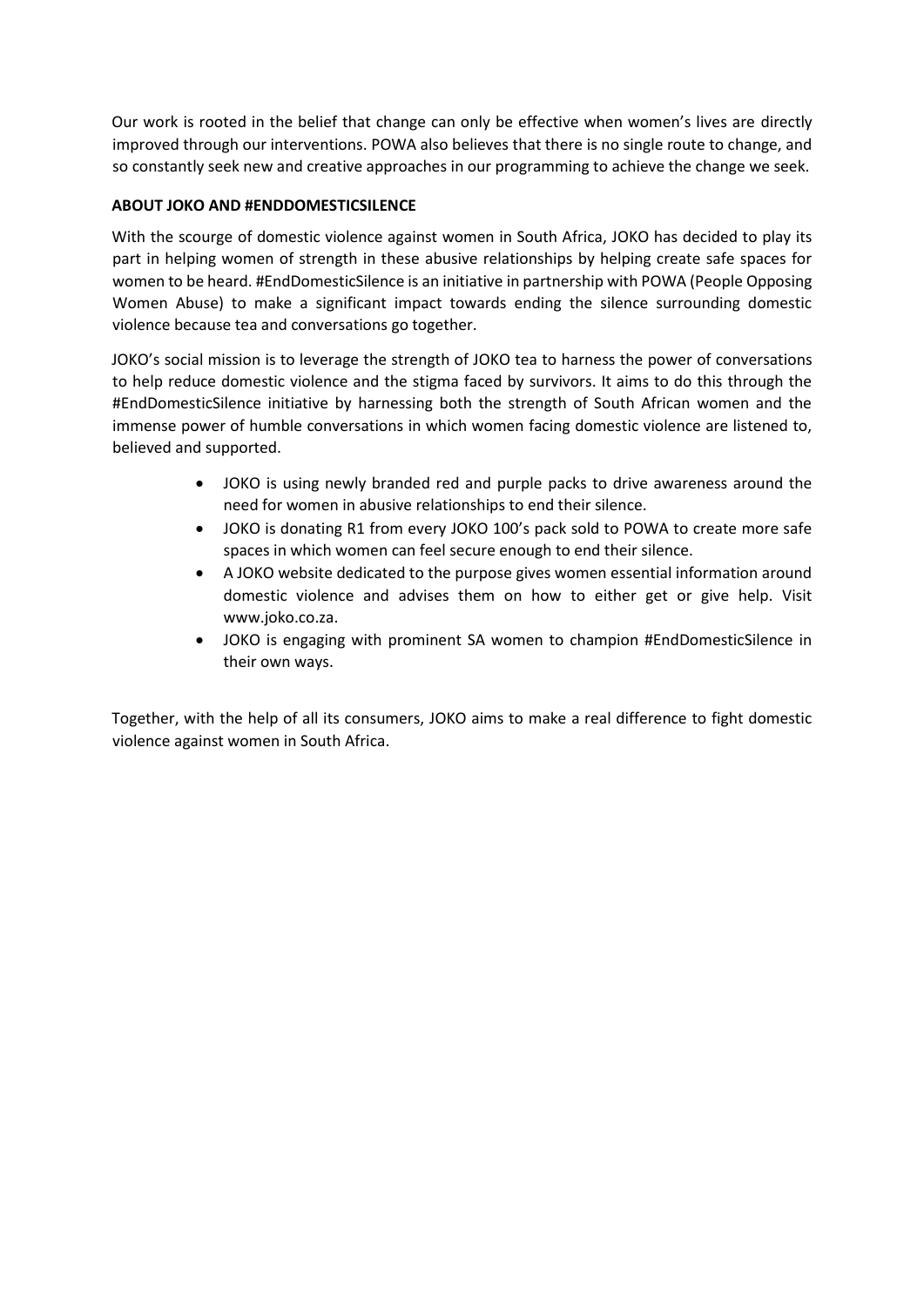Our work is rooted in the belief that change can only be effective when women's lives are directly improved through our interventions. POWA also believes that there is no single route to change, and so constantly seek new and creative approaches in our programming to achieve the change we seek.

**ABOUT JOKO AND #ENDDOMESTICSILENCE**

With the scourge of domestic violence against women in South Africa, JOKO has decided to play its part in helping women of strength in these abusive relationships by helping create safe spaces for women to be heard. #EndDomesticSilence is an initiative in partnership with POWA (People Opposing Women Abuse) to make a significant impact towards ending the silence surrounding domestic violence because tea and conversations go together.

JOKO's social mission is to leverage the strength of JOKO tea to harness the power of conversations to help reduce domestic violence and the stigma faced by survivors. It aims to do this through the #EndDomesticSilence initiative by harnessing both the strength of South African women and the immense power of humble conversations in which women facing domestic violence are listened to, believed and supported.

- JOKO is using newly branded red and purple packs to drive awareness around the need for women in abusive relationships to end their silence.
- JOKO is donating R1 from every JOKO 100's pack sold to POWA to create more safe spaces in which women can feel secure enough to end their silence.
- A JOKO website dedicated to the purpose gives women essential information around domestic violence and advises them on how to either get or give help. Visit www.joko.co.za.
- JOKO is engaging with prominent SA women to champion #EndDomesticSilence in their own ways.

Together, with the help of all its consumers, JOKO aims to make a real difference to fight domestic violence against women in South Africa.